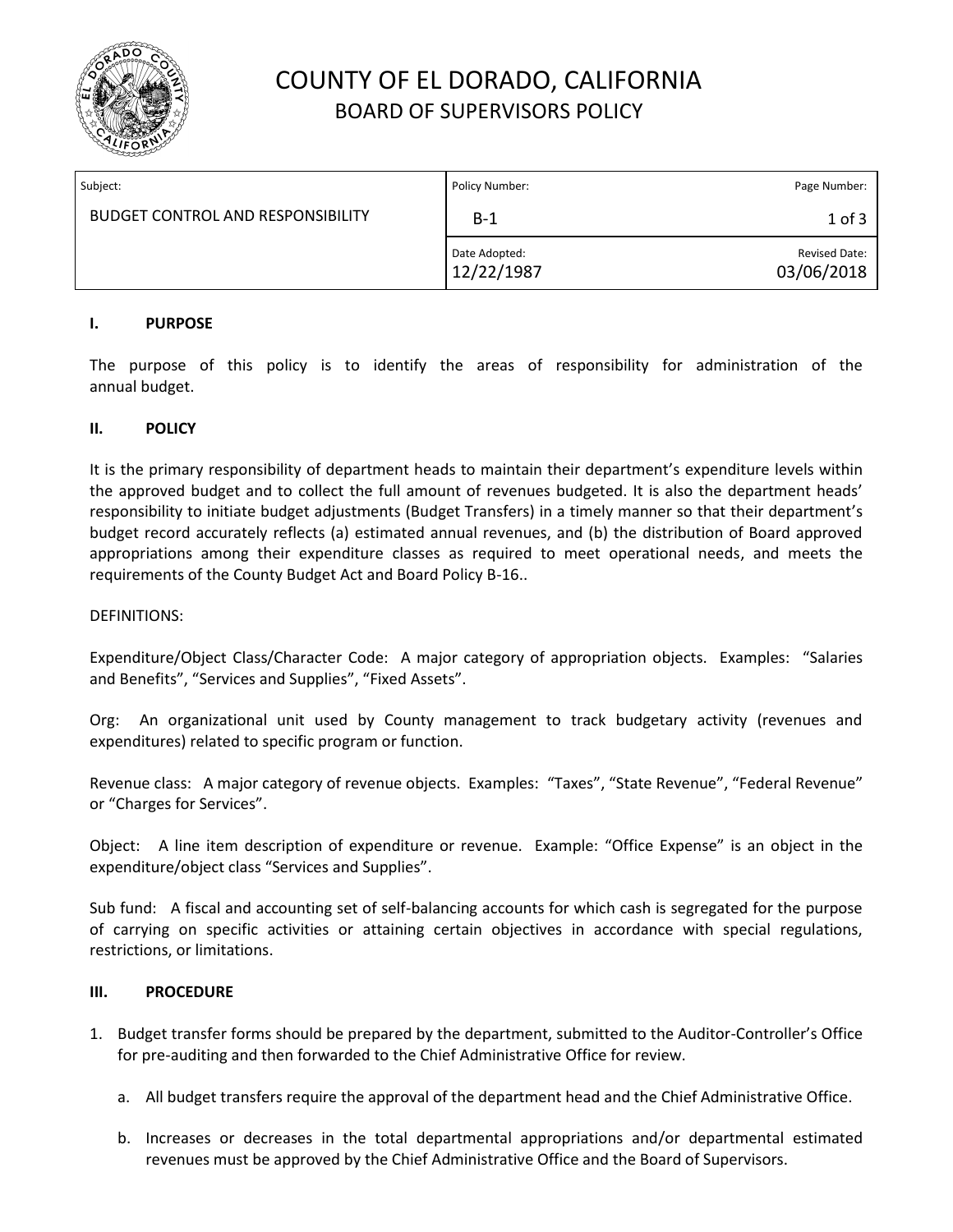# COUNTY OF EL DORADO, CALIFORNIA
## BOARD OF SUPERVISORS POLICY

| Subject: | Policy Number: | Page Number: |
| --- | --- | --- |
| BUDGET CONTROL AND RESPONSIBILITY | B-1 | 1 of 3 |
| | Date Adopted: 12/22/1987 | Revised Date: 03/06/2018 |

### I. PURPOSE

The purpose of this policy is to identify the areas of responsibility for administration of the annual budget.

### II. POLICY

It is the primary responsibility of department heads to maintain their department's expenditure levels within the approved budget and to collect the full amount of revenues budgeted. It is also the department heads' responsibility to initiate budget adjustments (Budget Transfers) in a timely manner so that their department's budget record accurately reflects (a) estimated annual revenues, and (b) the distribution of Board approved appropriations among their expenditure classes as required to meet operational needs, and meets the requirements of the County Budget Act and Board Policy B-16..

DEFINITIONS:

Expenditure/Object Class/Character Code: A major category of appropriation objects. Examples: "Salaries and Benefits", "Services and Supplies", "Fixed Assets".

Org: An organizational unit used by County management to track budgetary activity (revenues and expenditures) related to specific program or function.

Revenue class: A major category of revenue objects. Examples: "Taxes", "State Revenue", "Federal Revenue" or "Charges for Services".

Object: A line item description of expenditure or revenue. Example: "Office Expense" is an object in the expenditure/object class "Services and Supplies".

Sub fund: A fiscal and accounting set of self-balancing accounts for which cash is segregated for the purpose of carrying on specific activities or attaining certain objectives in accordance with special regulations, restrictions, or limitations.

### III. PROCEDURE

1. Budget transfer forms should be prepared by the department, submitted to the Auditor-Controller's Office for pre-auditing and then forwarded to the Chief Administrative Office for review.

   a. All budget transfers require the approval of the department head and the Chief Administrative Office.

   b. Increases or decreases in the total departmental appropriations and/or departmental estimated revenues must be approved by the Chief Administrative Office and the Board of Supervisors.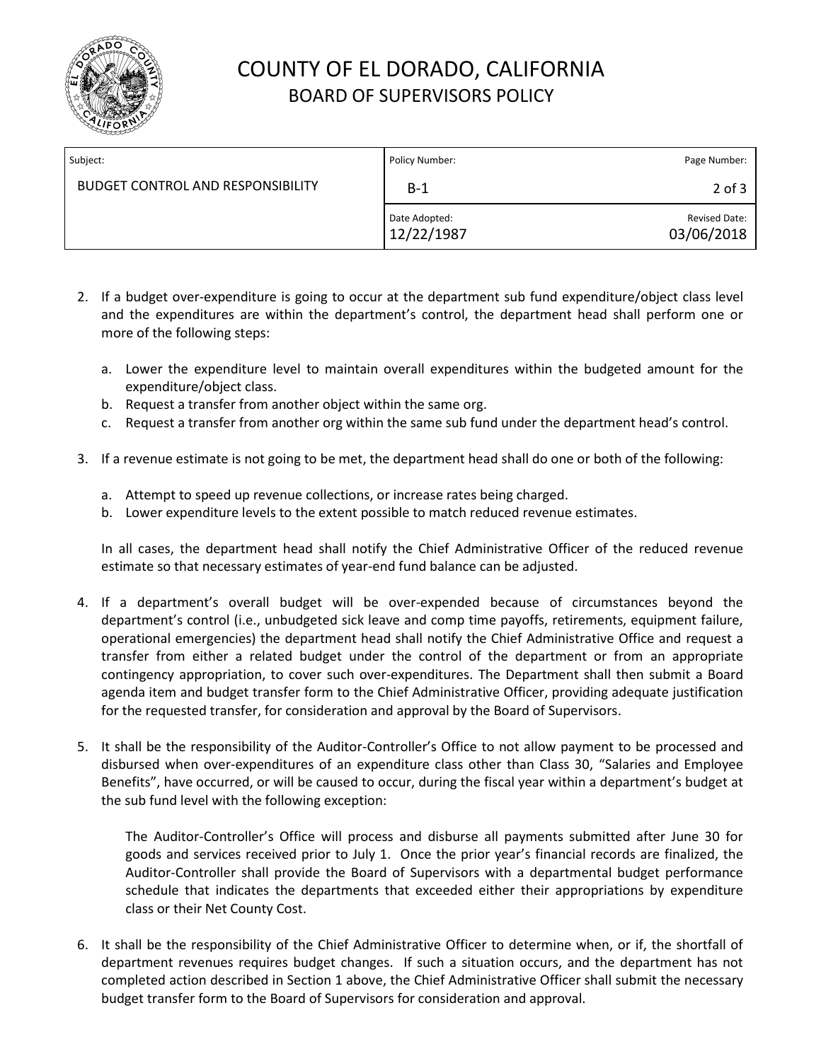2. If a budget over-expenditure is going to occur at the department sub fund expenditure/object class level and the expenditures are within the department's control, the department head shall perform one or more of the following steps:

   a. Lower the expenditure level to maintain overall expenditures within the budgeted amount for the expenditure/object class.
   b. Request a transfer from another object within the same org.
   c. Request a transfer from another org within the same sub fund under the department head's control.

3. If a revenue estimate is not going to be met, the department head shall do one or both of the following:

   a. Attempt to speed up revenue collections, or increase rates being charged.
   b. Lower expenditure levels to the extent possible to match reduced revenue estimates.

   In all cases, the department head shall notify the Chief Administrative Officer of the reduced revenue estimate so that necessary estimates of year-end fund balance can be adjusted.

4. If a department's overall budget will be over-expended because of circumstances beyond the department's control (i.e., unbudgeted sick leave and comp time payoffs, retirements, equipment failure, operational emergencies) the department head shall notify the Chief Administrative Office and request a transfer from either a related budget under the control of the department or from an appropriate contingency appropriation, to cover such over-expenditures. The Department shall then submit a Board agenda item and budget transfer form to the Chief Administrative Officer, providing adequate justification for the requested transfer, for consideration and approval by the Board of Supervisors.

5. It shall be the responsibility of the Auditor-Controller's Office to not allow payment to be processed and disbursed when over-expenditures of an expenditure class other than Class 30, "Salaries and Employee Benefits", have occurred, or will be caused to occur, during the fiscal year within a department's budget at the sub fund level with the following exception:

   The Auditor-Controller's Office will process and disburse all payments submitted after June 30 for goods and services received prior to July 1. Once the prior year's financial records are finalized, the Auditor-Controller shall provide the Board of Supervisors with a departmental budget performance schedule that indicates the departments that exceeded either their appropriations by expenditure class or their Net County Cost.

6. It shall be the responsibility of the Chief Administrative Officer to determine when, or if, the shortfall of department revenues requires budget changes. If such a situation occurs, and the department has not completed action described in Section 1 above, the Chief Administrative Officer shall submit the necessary budget transfer form to the Board of Supervisors for consideration and approval.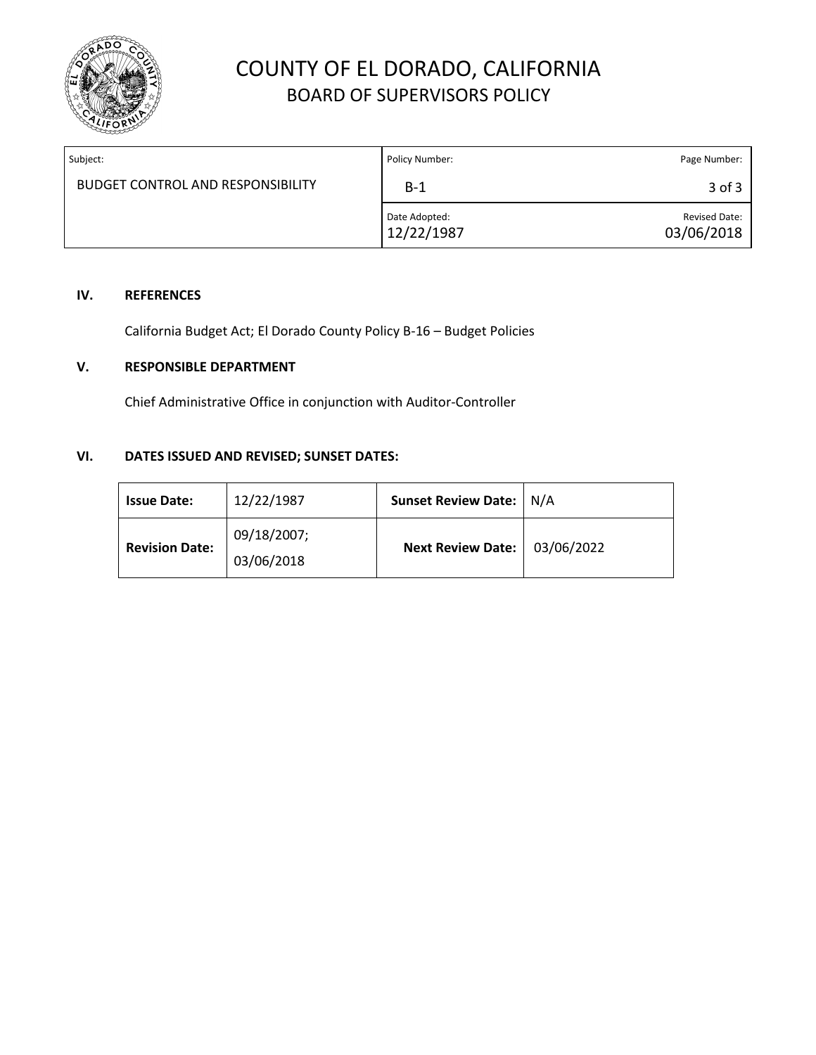## IV. REFERENCES

California Budget Act; El Dorado County Policy B-16 – Budget Policies

## V. RESPONSIBLE DEPARTMENT

Chief Administrative Office in conjunction with Auditor-Controller

## VI. DATES ISSUED AND REVISED; SUNSET DATES:

| | | | |
|---|---|---|---|
| **Issue Date:** | 12/22/1987 | **Sunset Review Date:** | N/A |
| **Revision Date:** | 09/18/2007; 03/06/2018 | **Next Review Date:** | 03/06/2022 |